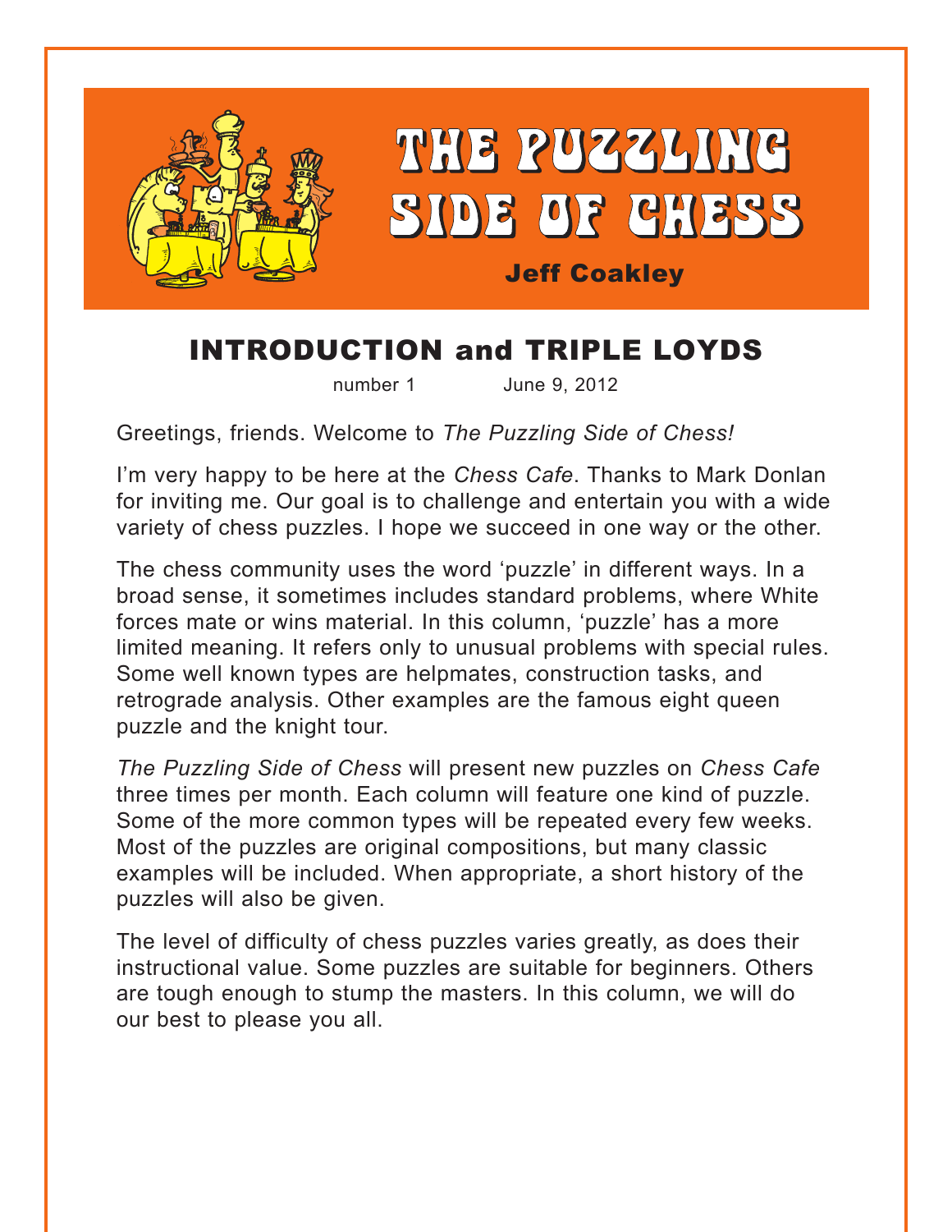# THE PUZZLING SIDE OF CHESS

**Jeff Coakley**

## INTRODUCTION and TRIPLE LOYDS

number 1 June 9, 2012

Greetings, friends. Welcome to *The Puzzling Side of Chess!*

I'm very happy to be here at the *Chess Cafe*. Thanks to Mark Donlan for inviting me. Our goal is to challenge and entertain you with a wide variety of chess puzzles. I hope we succeed in one way or the other.

The chess community uses the word 'puzzle' in different ways. In a broad sense, it sometimes includes standard problems, where White forces mate or wins material. In this column, 'puzzle' has a more limited meaning. It refers only to unusual problems with special rules. Some well known types are helpmates, construction tasks, and retrograde analysis. Other examples are the famous eight queen puzzle and the knight tour.

*The Puzzling Side of Chess* will present new puzzles on *Chess Cafe* three times per month. Each column will feature one kind of puzzle. Some of the more common types will be repeated every few weeks. Most of the puzzles are original compositions, but many classic examples will be included. When appropriate, a short history of the puzzles will also be given.

The level of difficulty of chess puzzles varies greatly, as does their instructional value. Some puzzles are suitable for beginners. Others are tough enough to stump the masters. In this column, we will do our best to please you all.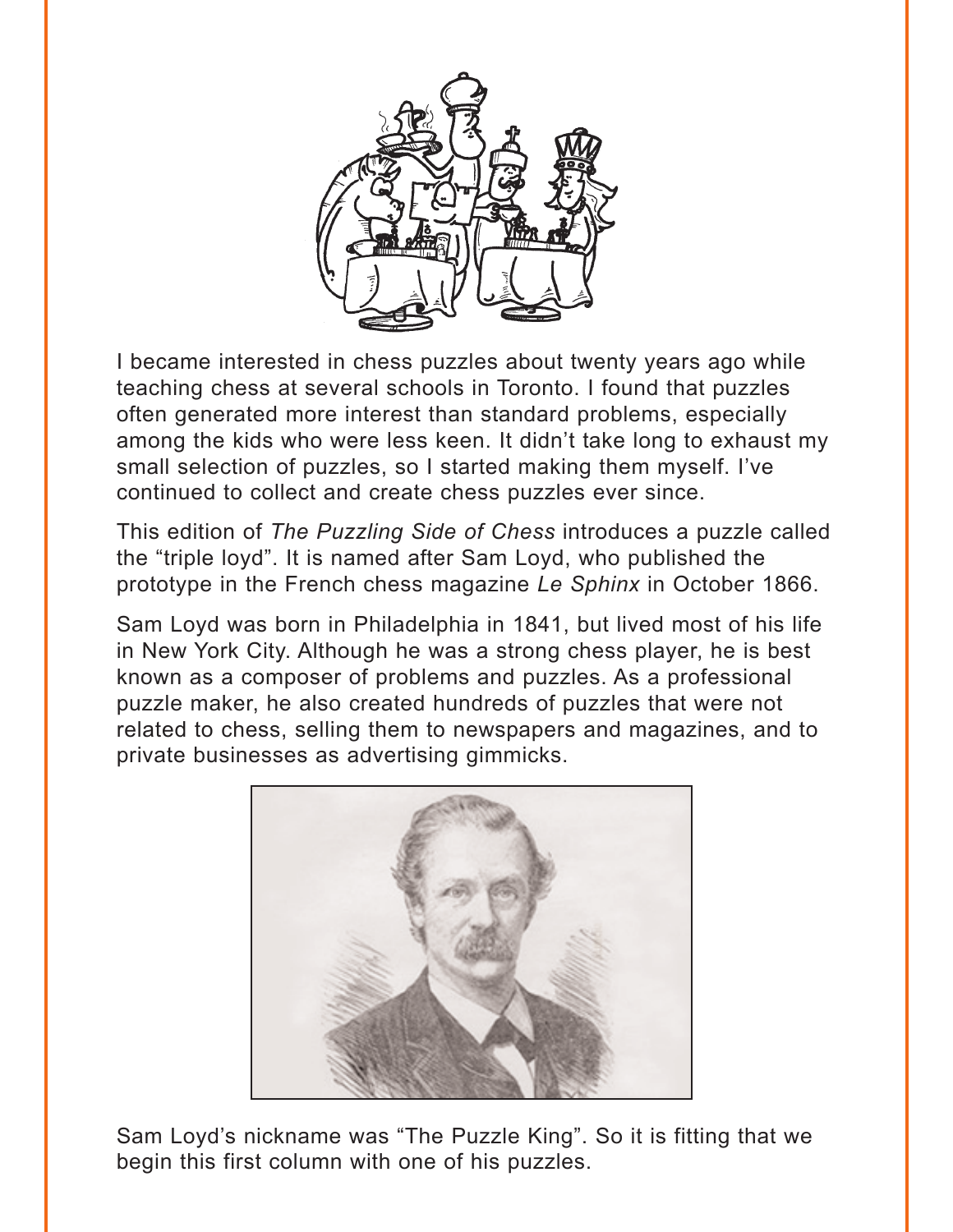I became interested in chess puzzles about twenty years ago while teaching chess at several schools in Toronto. I found that puzzles often generated more interest than standard problems, especially among the kids who were less keen. It didn't take long to exhaust my small selection of puzzles, so I started making them myself. I've continued to collect and create chess puzzles ever since.

This edition of *The Puzzling Side of Chess* introduces a puzzle called the "triple loyd". It is named after Sam Loyd, who published the prototype in the French chess magazine *Le Sphinx* in October 1866.

Sam Loyd was born in Philadelphia in 1841, but lived most of his life in New York City. Although he was a strong chess player, he is best known as a composer of problems and puzzles. As a professional puzzle maker, he also created hundreds of puzzles that were not related to chess, selling them to newspapers and magazines, and to private businesses as advertising gimmicks.

Sam Loyd's nickname was "The Puzzle King". So it is fitting that we begin this first column with one of his puzzles.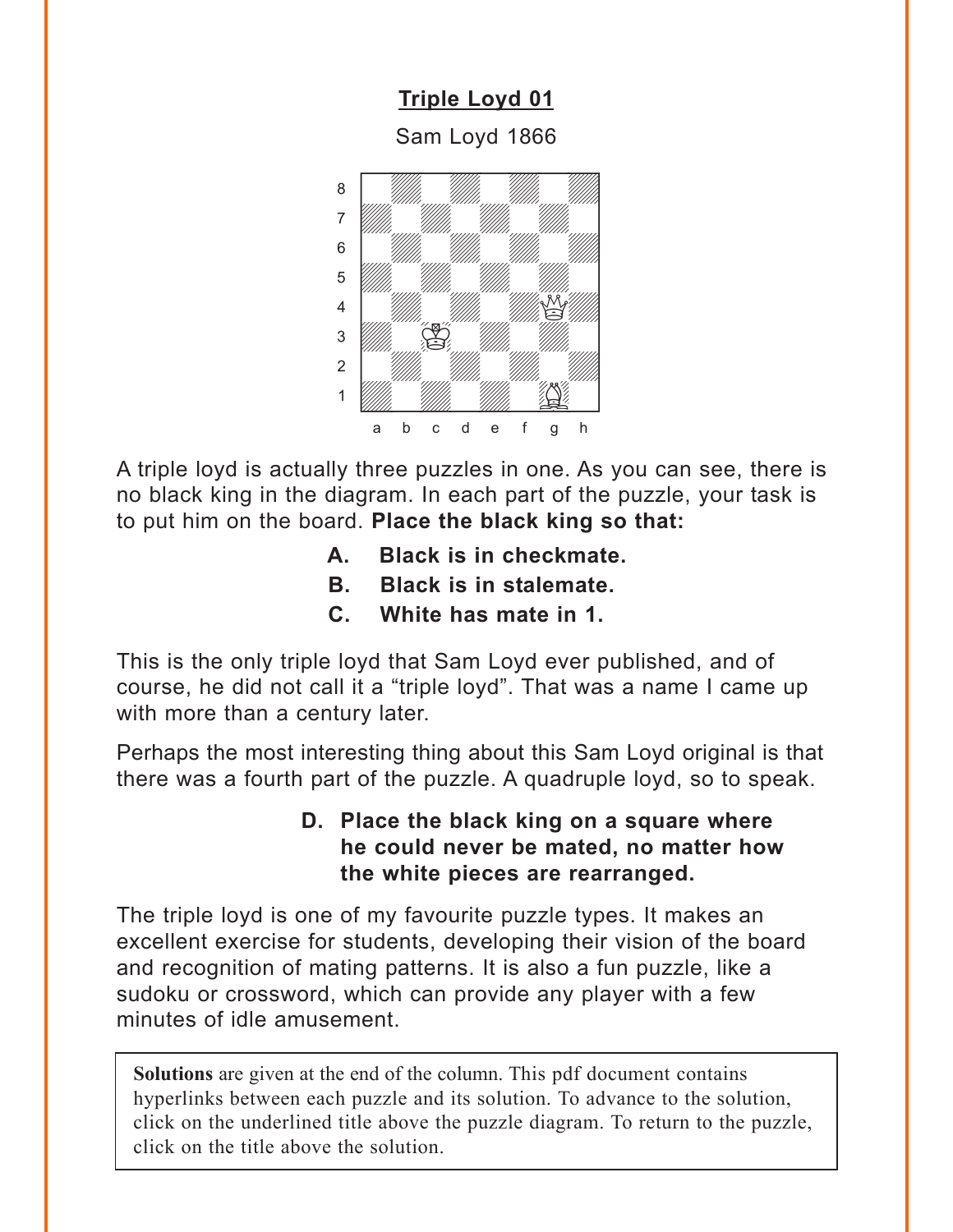## Triple Loyd 01

Sam Loyd 1866

A triple loyd is actually three puzzles in one. As you can see, there is no black king in the diagram. In each part of the puzzle, your task is to put him on the board. **Place the black king so that:**

- **A. Black is in checkmate.**
- **B. Black is in stalemate.**
- **C. White has mate in 1.**

This is the only triple loyd that Sam Loyd ever published, and of course, he did not call it a "triple loyd". That was a name I came up with more than a century later.

Perhaps the most interesting thing about this Sam Loyd original is that there was a fourth part of the puzzle. A quadruple loyd, so to speak.

- **D. Place the black king on a square where he could never be mated, no matter how the white pieces are rearranged.**

The triple loyd is one of my favourite puzzle types. It makes an excellent exercise for students, developing their vision of the board and recognition of mating patterns. It is also a fun puzzle, like a sudoku or crossword, which can provide any player with a few minutes of idle amusement.

**Solutions** are given at the end of the column. This pdf document contains hyperlinks between each puzzle and its solution. To advance to the solution, click on the underlined title above the puzzle diagram. To return to the puzzle, click on the title above the solution.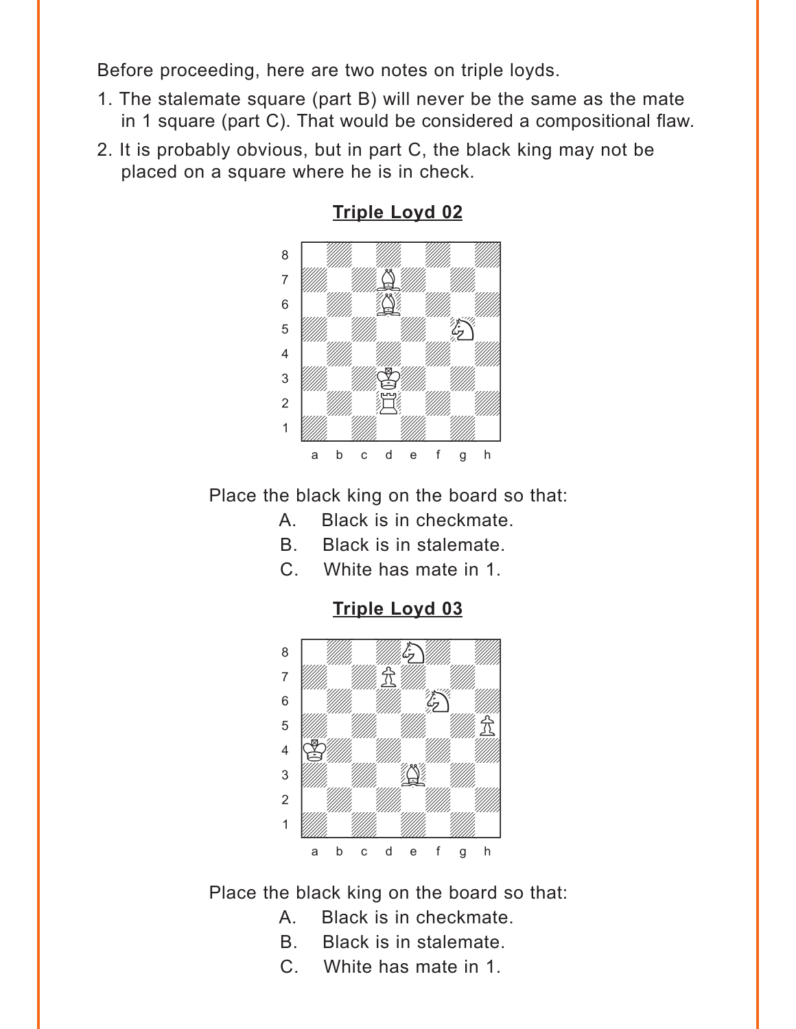Before proceeding, here are two notes on triple loyds.

1. The stalemate square (part B) will never be the same as the mate in 1 square (part C). That would be considered a compositional flaw.
2. It is probably obvious, but in part C, the black king may not be placed on a square where he is in check.

## Triple Loyd 02

Place the black king on the board so that:

A. Black is in checkmate.
B. Black is in stalemate.
C. White has mate in 1.

## Triple Loyd 03

Place the black king on the board so that:

A. Black is in checkmate.
B. Black is in stalemate.
C. White has mate in 1.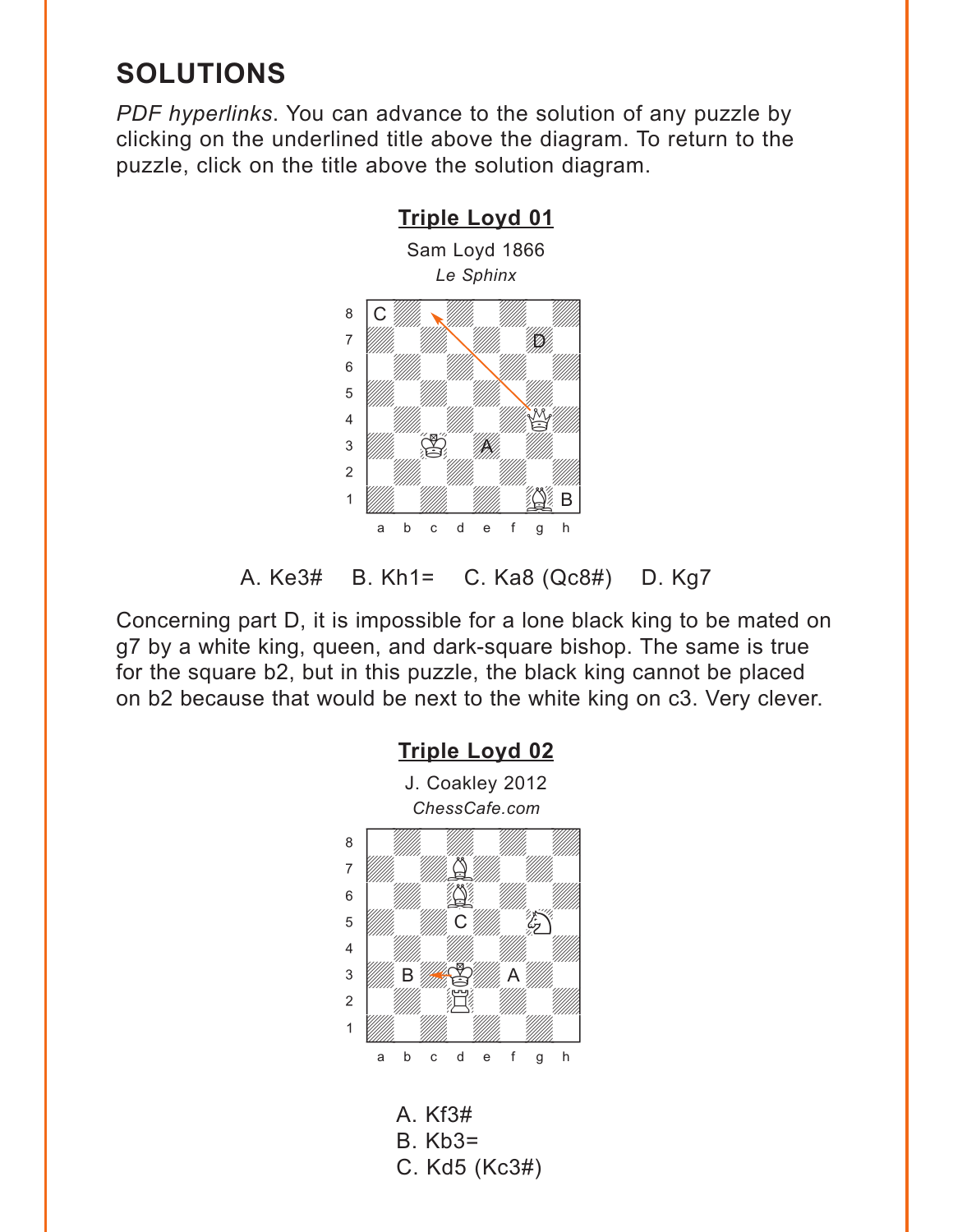## SOLUTIONS

*PDF hyperlinks*. You can advance to the solution of any puzzle by clicking on the underlined title above the diagram. To return to the puzzle, click on the title above the solution diagram.

### Triple Loyd 01

Sam Loyd 1866

*Le Sphinx*

A. Ke3#  B. Kh1=  C. Ka8 (Qc8#)  D. Kg7

Concerning part D, it is impossible for a lone black king to be mated on g7 by a white king, queen, and dark-square bishop. The same is true for the square b2, but in this puzzle, the black king cannot be placed on b2 because that would be next to the white king on c3. Very clever.

### Triple Loyd 02

J. Coakley 2012

*ChessCafe.com*

A. Kf3#
B. Kb3=
C. Kd5 (Kc3#)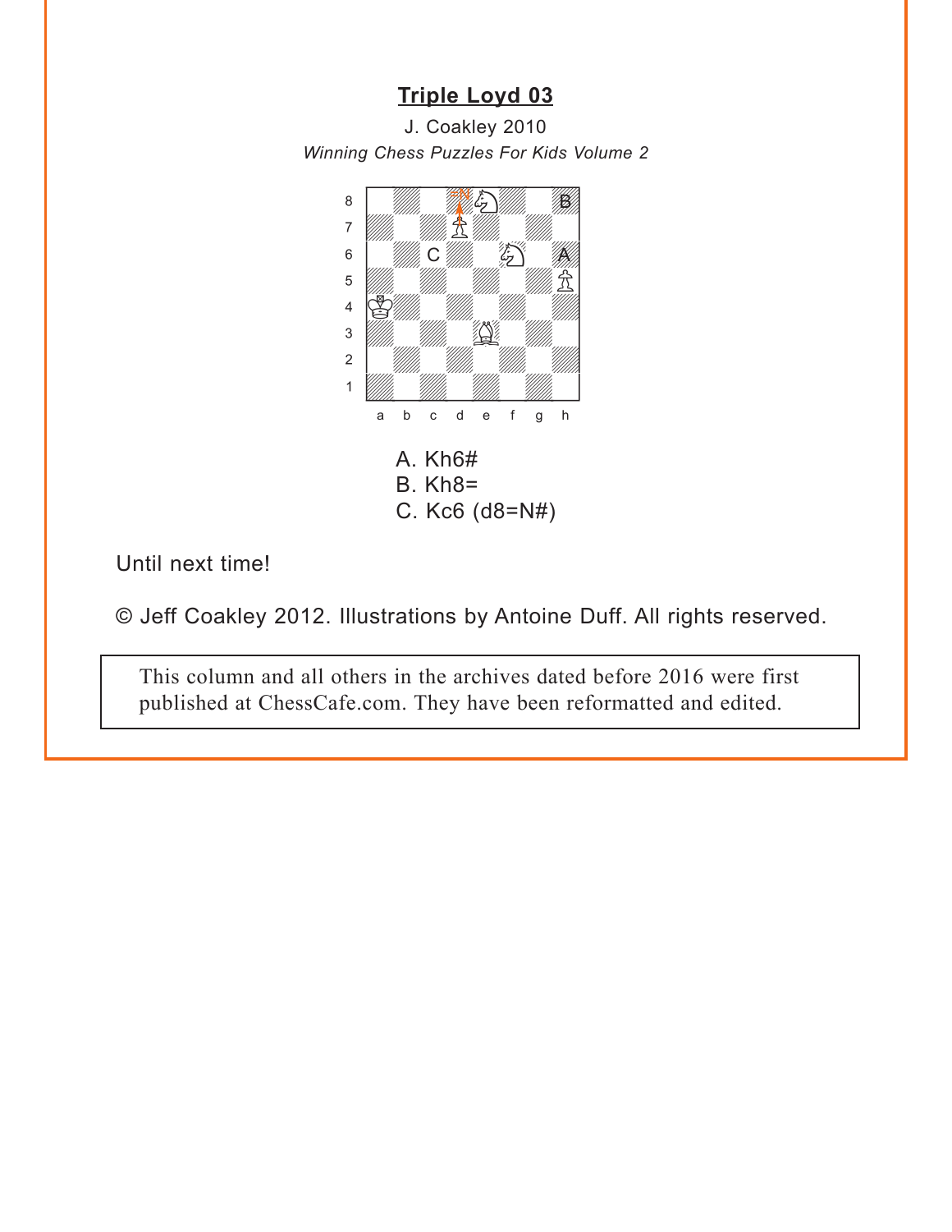## Triple Loyd 03

J. Coakley 2010

*Winning Chess Puzzles For Kids Volume 2*

A. Kh6#
B. Kh8=
C. Kc6 (d8=N#)

Until next time!

© Jeff Coakley 2012. Illustrations by Antoine Duff. All rights reserved.

This column and all others in the archives dated before 2016 were first published at ChessCafe.com. They have been reformatted and edited.